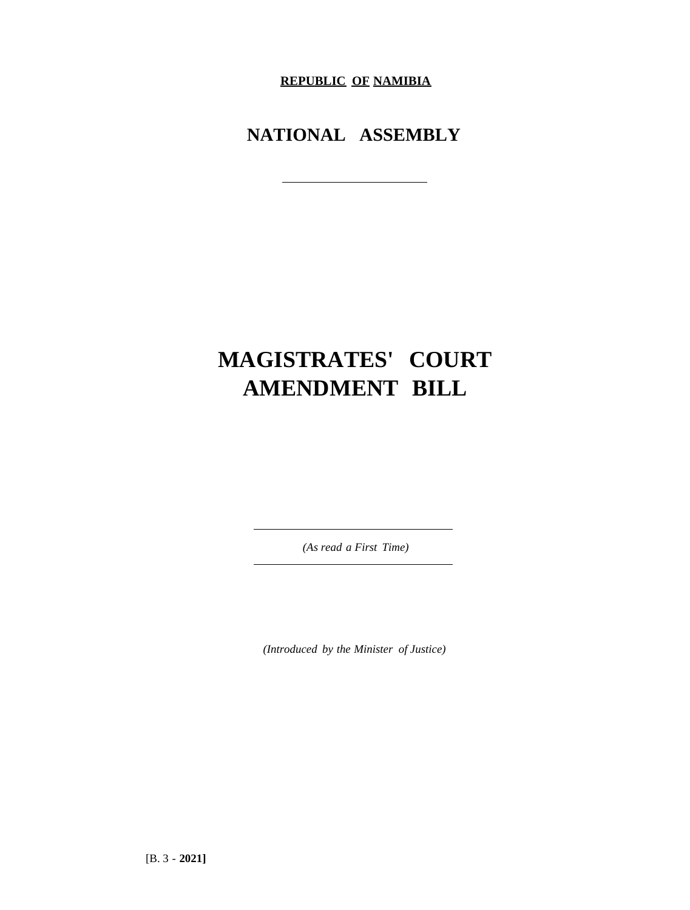**REPUBLIC OF NAMIBIA**

## NATIONAL ASSEMBLY

---

# MAGISTRATES' COURT AMENDMENT BILL

---

*(As read a First Time)*

---

*(Introduced by the Minister of Justice)*

[B. 3 - **2021]**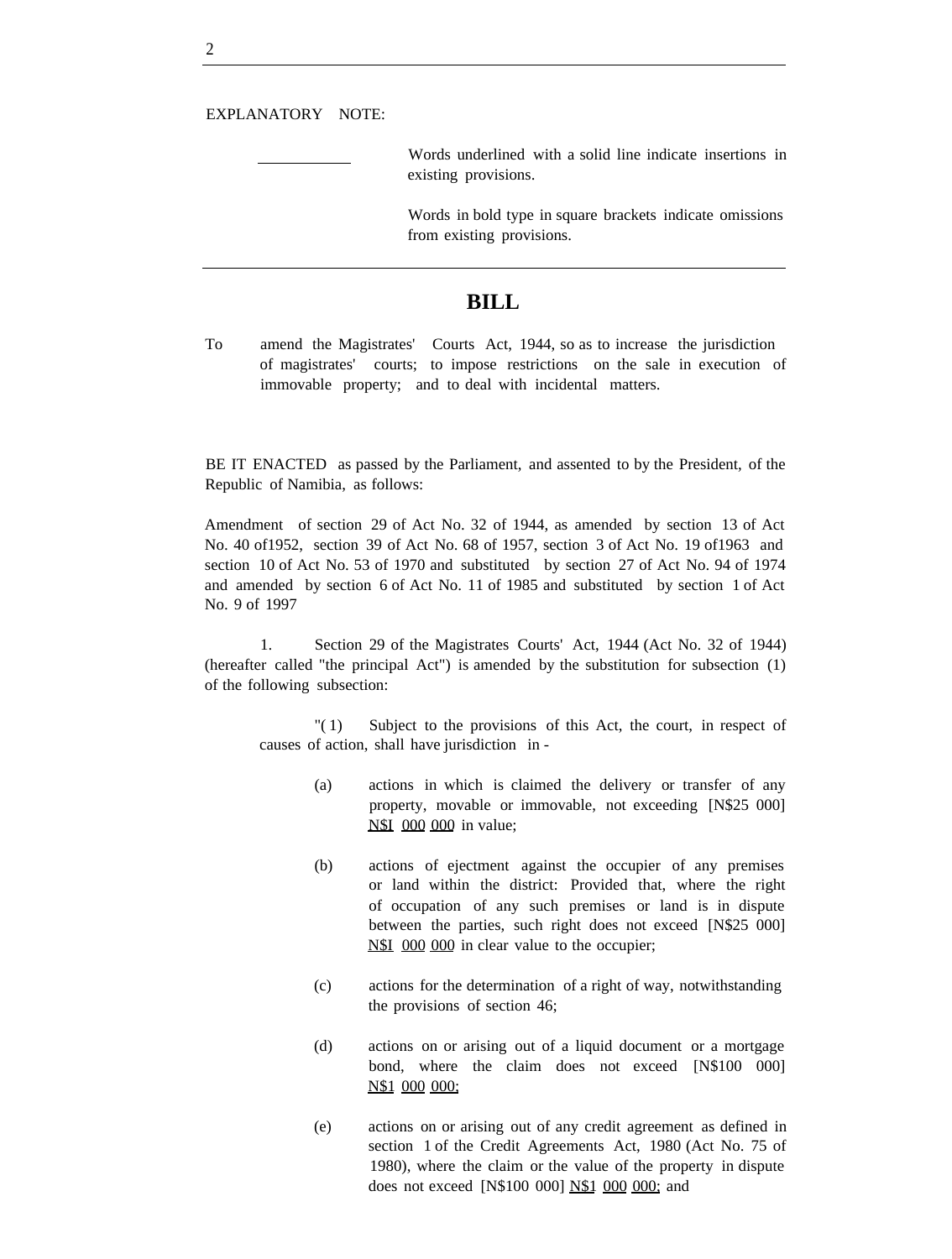EXPLANATORY NOTE:

| | |
|---|---|
| ____________ | Words underlined with a solid line indicate insertions in existing provisions. |
| | Words in bold type in square brackets indicate omissions from existing provisions. |

# BILL

To amend the Magistrates' Courts Act, 1944, so as to increase the jurisdiction of magistrates' courts; to impose restrictions on the sale in execution of immovable property; and to deal with incidental matters.

BE IT ENACTED as passed by the Parliament, and assented to by the President, of the Republic of Namibia, as follows:

Amendment of section 29 of Act No. 32 of 1944, as amended by section 13 of Act No. 40 of1952, section 39 of Act No. 68 of 1957, section 3 of Act No. 19 of1963 and section 10 of Act No. 53 of 1970 and substituted by section 27 of Act No. 94 of 1974 and amended by section 6 of Act No. 11 of 1985 and substituted by section 1 of Act No. 9 of 1997

1. Section 29 of the Magistrates Courts' Act, 1944 (Act No. 32 of 1944) (hereafter called "the principal Act") is amended by the substitution for subsection (1) of the following subsection:

"(1) Subject to the provisions of this Act, the court, in respect of causes of action, shall have jurisdiction in -

(a) actions in which is claimed the delivery or transfer of any property, movable or immovable, not exceeding [N$25 000] <u>N$I 000 000</u> in value;

(b) actions of ejectment against the occupier of any premises or land within the district: Provided that, where the right of occupation of any such premises or land is in dispute between the parties, such right does not exceed [N$25 000] <u>N$I 000 000</u> in clear value to the occupier;

(c) actions for the determination of a right of way, notwithstanding the provisions of section 46;

(d) actions on or arising out of a liquid document or a mortgage bond, where the claim does not exceed [N$100 000] <u>N$1 000 000;</u>

(e) actions on or arising out of any credit agreement as defined in section 1 of the Credit Agreements Act, 1980 (Act No. 75 of 1980), where the claim or the value of the property in dispute does not exceed [N$100 000] <u>N$1 000 000;</u> and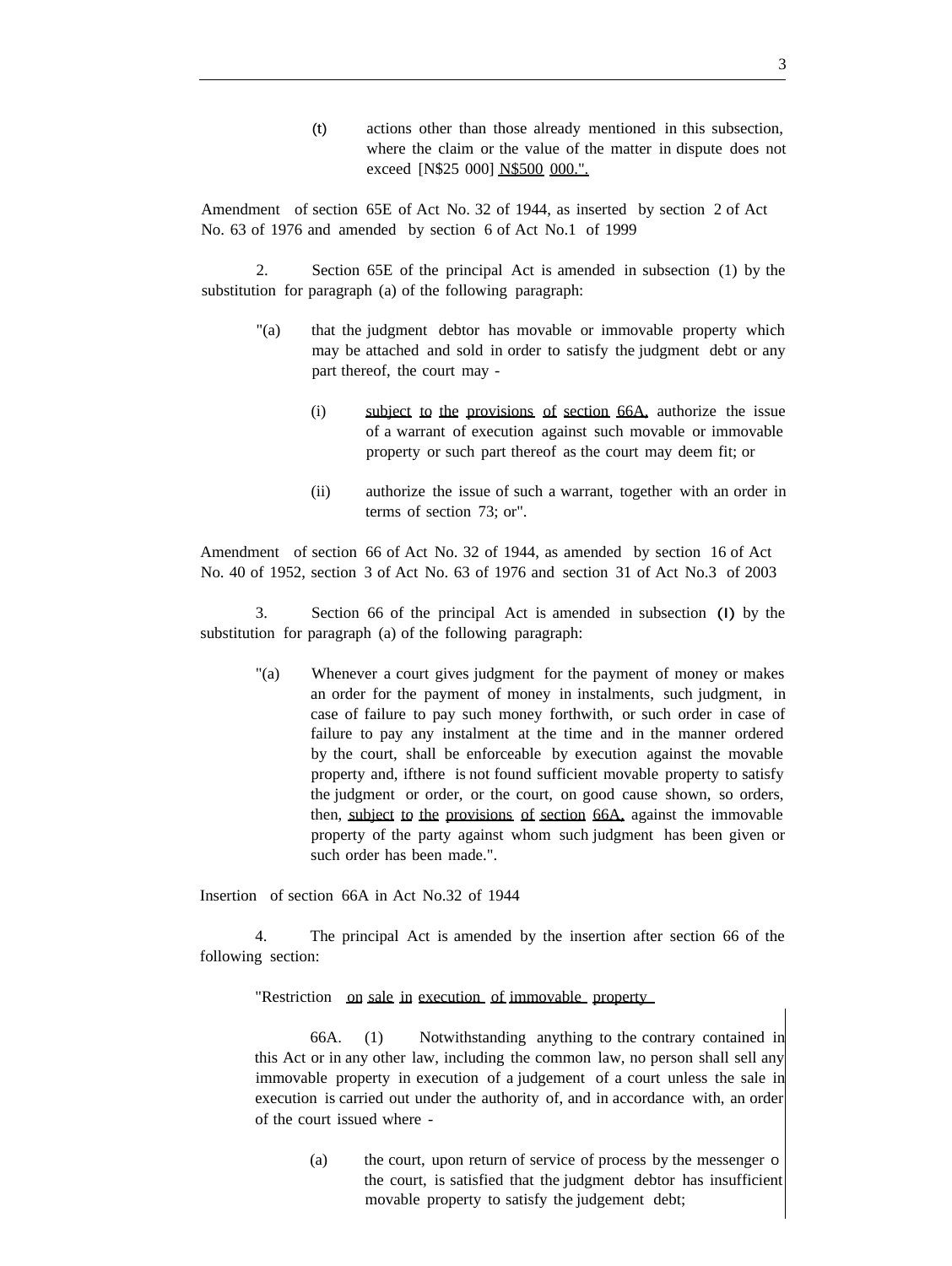(t) actions other than those already mentioned in this subsection, where the claim or the value of the matter in dispute does not exceed [N$25 000] <u>N$500 000.".</u>

Amendment of section 65E of Act No. 32 of 1944, as inserted by section 2 of Act No. 63 of 1976 and amended by section 6 of Act No.1 of 1999

2. Section 65E of the principal Act is amended in subsection (1) by the substitution for paragraph (a) of the following paragraph:

"(a) that the judgment debtor has movable or immovable property which may be attached and sold in order to satisfy the judgment debt or any part thereof, the court may -

(i) <u>subject to the provisions of section 66A,</u> authorize the issue of a warrant of execution against such movable or immovable property or such part thereof as the court may deem fit; or

(ii) authorize the issue of such a warrant, together with an order in terms of section 73; or".

Amendment of section 66 of Act No. 32 of 1944, as amended by section 16 of Act No. 40 of 1952, section 3 of Act No. 63 of 1976 and section 31 of Act No.3 of 2003

3. Section 66 of the principal Act is amended in subsection (l) by the substitution for paragraph (a) of the following paragraph:

"(a) Whenever a court gives judgment for the payment of money or makes an order for the payment of money in instalments, such judgment, in case of failure to pay such money forthwith, or such order in case of failure to pay any instalment at the time and in the manner ordered by the court, shall be enforceable by execution against the movable property and, ifthere is not found sufficient movable property to satisfy the judgment or order, or the court, on good cause shown, so orders, then, <u>subject to the provisions of section 66A,</u> against the immovable property of the party against whom such judgment has been given or such order has been made.".

Insertion of section 66A in Act No.32 of 1944

4. The principal Act is amended by the insertion after section 66 of the following section:

"Restriction <u>on sale in execution of immovable property</u>

66A. (1) Notwithstanding anything to the contrary contained in this Act or in any other law, including the common law, no person shall sell any immovable property in execution of a judgement of a court unless the sale in execution is carried out under the authority of, and in accordance with, an order of the court issued where -

(a) the court, upon return of service of process by the messenger o the court, is satisfied that the judgment debtor has insufficient movable property to satisfy the judgement debt;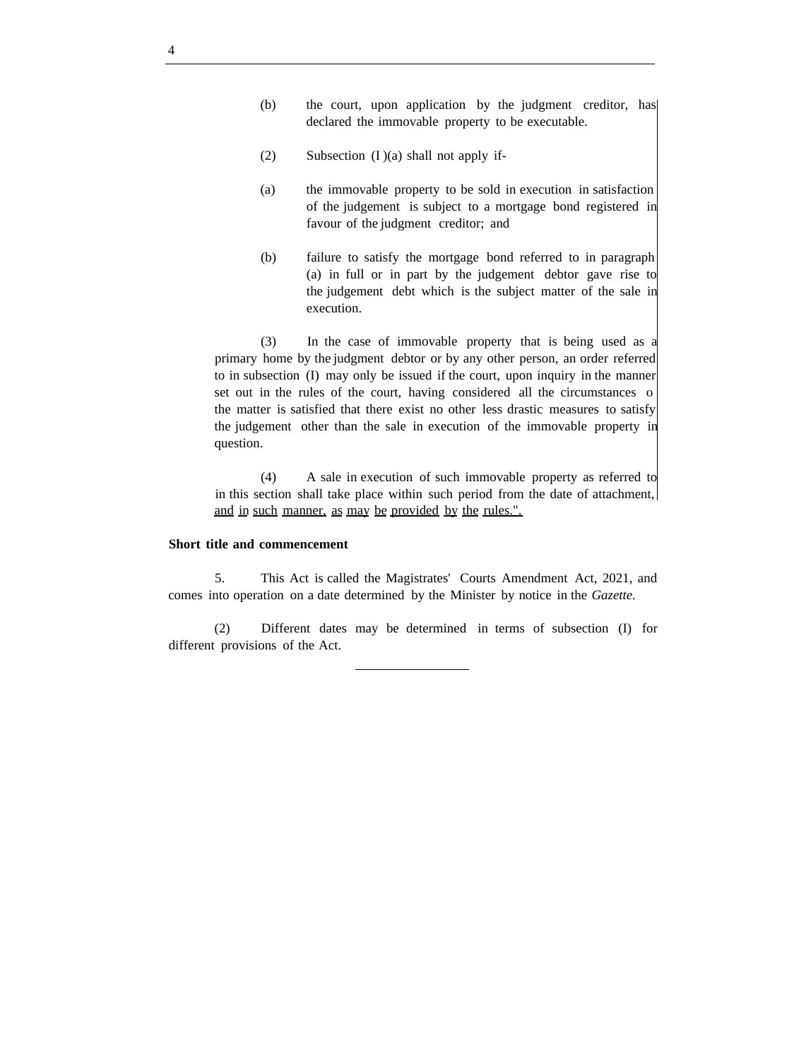(b) the court, upon application by the judgment creditor, has declared the immovable property to be executable.

(2) Subsection (I )(a) shall not apply if-

(a) the immovable property to be sold in execution in satisfaction of the judgement is subject to a mortgage bond registered in favour of the judgment creditor; and

(b) failure to satisfy the mortgage bond referred to in paragraph (a) in full or in part by the judgement debtor gave rise to the judgement debt which is the subject matter of the sale in execution.

(3) In the case of immovable property that is being used as a primary home by the judgment debtor or by any other person, an order referred to in subsection (I) may only be issued if the court, upon inquiry in the manner set out in the rules of the court, having considered all the circumstances o the matter is satisfied that there exist no other less drastic measures to satisfy the judgement other than the sale in execution of the immovable property in question.

(4) A sale in execution of such immovable property as referred to in this section shall take place within such period from the date of attachment, <u>and in such manner, as may be provided by the rules.".</u>

**Short title and commencement**

5. This Act is called the Magistrates' Courts Amendment Act, 2021, and comes into operation on a date determined by the Minister by notice in the *Gazette.*

(2) Different dates may be determined in terms of subsection (I) for different provisions of the Act.